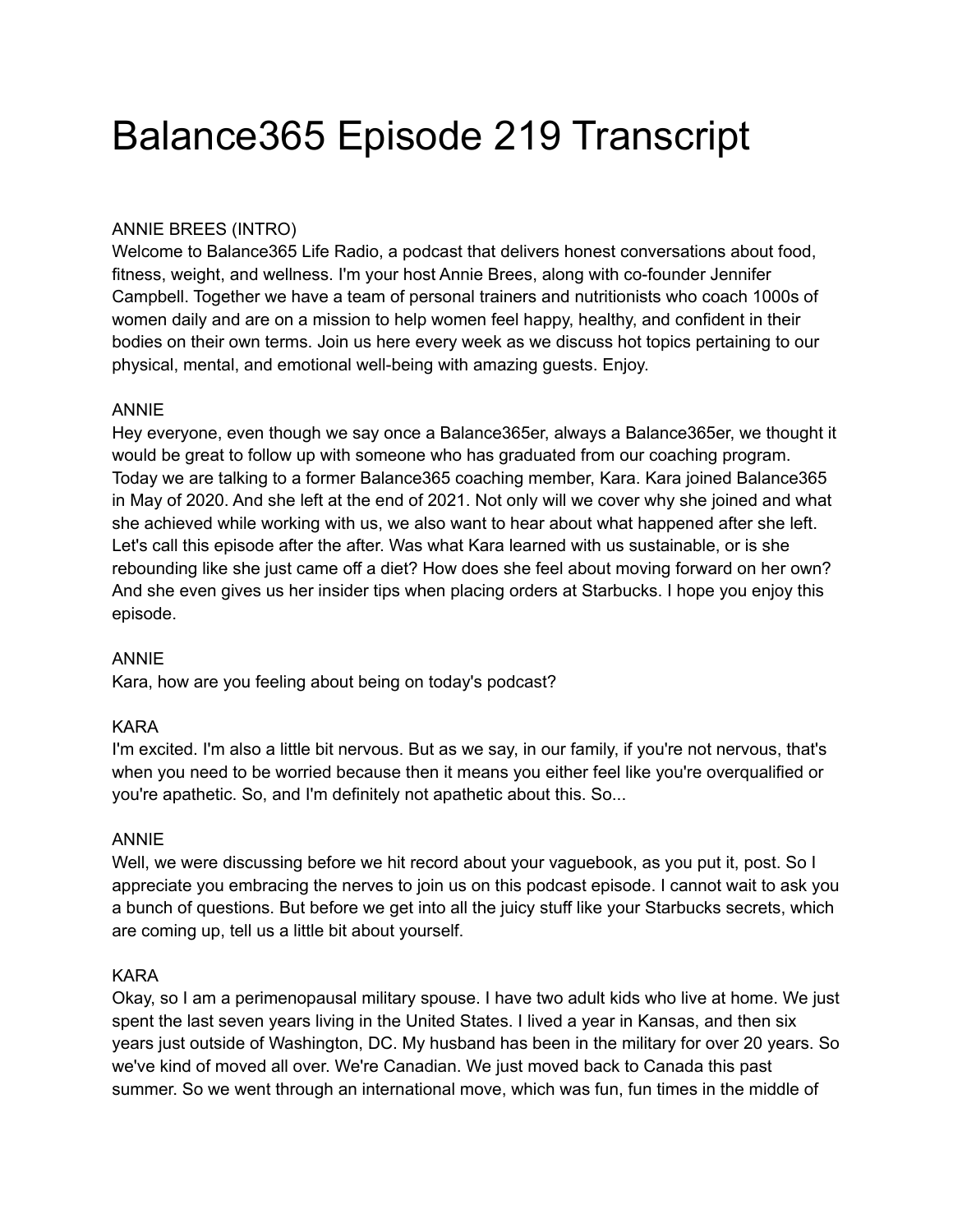# Balance365 Episode 219 Transcript

ANNIE BREES (INTRO)
Welcome to Balance365 Life Radio, a podcast that delivers honest conversations about food, fitness, weight, and wellness. I'm your host Annie Brees, along with co-founder Jennifer Campbell. Together we have a team of personal trainers and nutritionists who coach 1000s of women daily and are on a mission to help women feel happy, healthy, and confident in their bodies on their own terms. Join us here every week as we discuss hot topics pertaining to our physical, mental, and emotional well-being with amazing guests. Enjoy.

ANNIE
Hey everyone, even though we say once a Balance365er, always a Balance365er, we thought it would be great to follow up with someone who has graduated from our coaching program. Today we are talking to a former Balance365 coaching member, Kara. Kara joined Balance365 in May of 2020. And she left at the end of 2021. Not only will we cover why she joined and what she achieved while working with us, we also want to hear about what happened after she left. Let's call this episode after the after. Was what Kara learned with us sustainable, or is she rebounding like she just came off a diet? How does she feel about moving forward on her own? And she even gives us her insider tips when placing orders at Starbucks. I hope you enjoy this episode.

ANNIE
Kara, how are you feeling about being on today's podcast?

KARA
I'm excited. I'm also a little bit nervous. But as we say, in our family, if you're not nervous, that's when you need to be worried because then it means you either feel like you're overqualified or you're apathetic. So, and I'm definitely not apathetic about this. So...

ANNIE
Well, we were discussing before we hit record about your vaguebook, as you put it, post. So I appreciate you embracing the nerves to join us on this podcast episode. I cannot wait to ask you a bunch of questions. But before we get into all the juicy stuff like your Starbucks secrets, which are coming up, tell us a little bit about yourself.

KARA
Okay, so I am a perimenopausal military spouse. I have two adult kids who live at home. We just spent the last seven years living in the United States. I lived a year in Kansas, and then six years just outside of Washington, DC. My husband has been in the military for over 20 years. So we've kind of moved all over. We're Canadian. We just moved back to Canada this past summer. So we went through an international move, which was fun, fun times in the middle of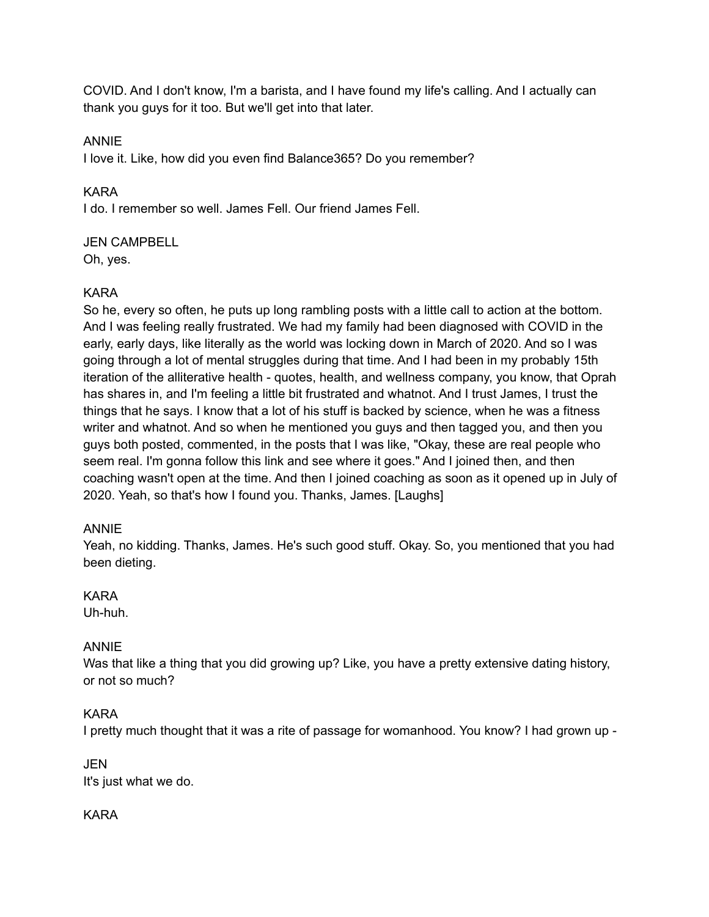COVID. And I don't know, I'm a barista, and I have found my life's calling. And I actually can thank you guys for it too. But we'll get into that later.

ANNIE
I love it. Like, how did you even find Balance365? Do you remember?

KARA
I do. I remember so well. James Fell. Our friend James Fell.

JEN CAMPBELL
Oh, yes.

KARA
So he, every so often, he puts up long rambling posts with a little call to action at the bottom. And I was feeling really frustrated. We had my family had been diagnosed with COVID in the early, early days, like literally as the world was locking down in March of 2020. And so I was going through a lot of mental struggles during that time. And I had been in my probably 15th iteration of the alliterative health - quotes, health, and wellness company, you know, that Oprah has shares in, and I'm feeling a little bit frustrated and whatnot. And I trust James, I trust the things that he says. I know that a lot of his stuff is backed by science, when he was a fitness writer and whatnot. And so when he mentioned you guys and then tagged you, and then you guys both posted, commented, in the posts that I was like, "Okay, these are real people who seem real. I'm gonna follow this link and see where it goes." And I joined then, and then coaching wasn't open at the time. And then I joined coaching as soon as it opened up in July of 2020. Yeah, so that's how I found you. Thanks, James. [Laughs]

ANNIE
Yeah, no kidding. Thanks, James. He's such good stuff. Okay. So, you mentioned that you had been dieting.

KARA
Uh-huh.

ANNIE
Was that like a thing that you did growing up? Like, you have a pretty extensive dating history, or not so much?

KARA
I pretty much thought that it was a rite of passage for womanhood. You know? I had grown up -

JEN
It's just what we do.

KARA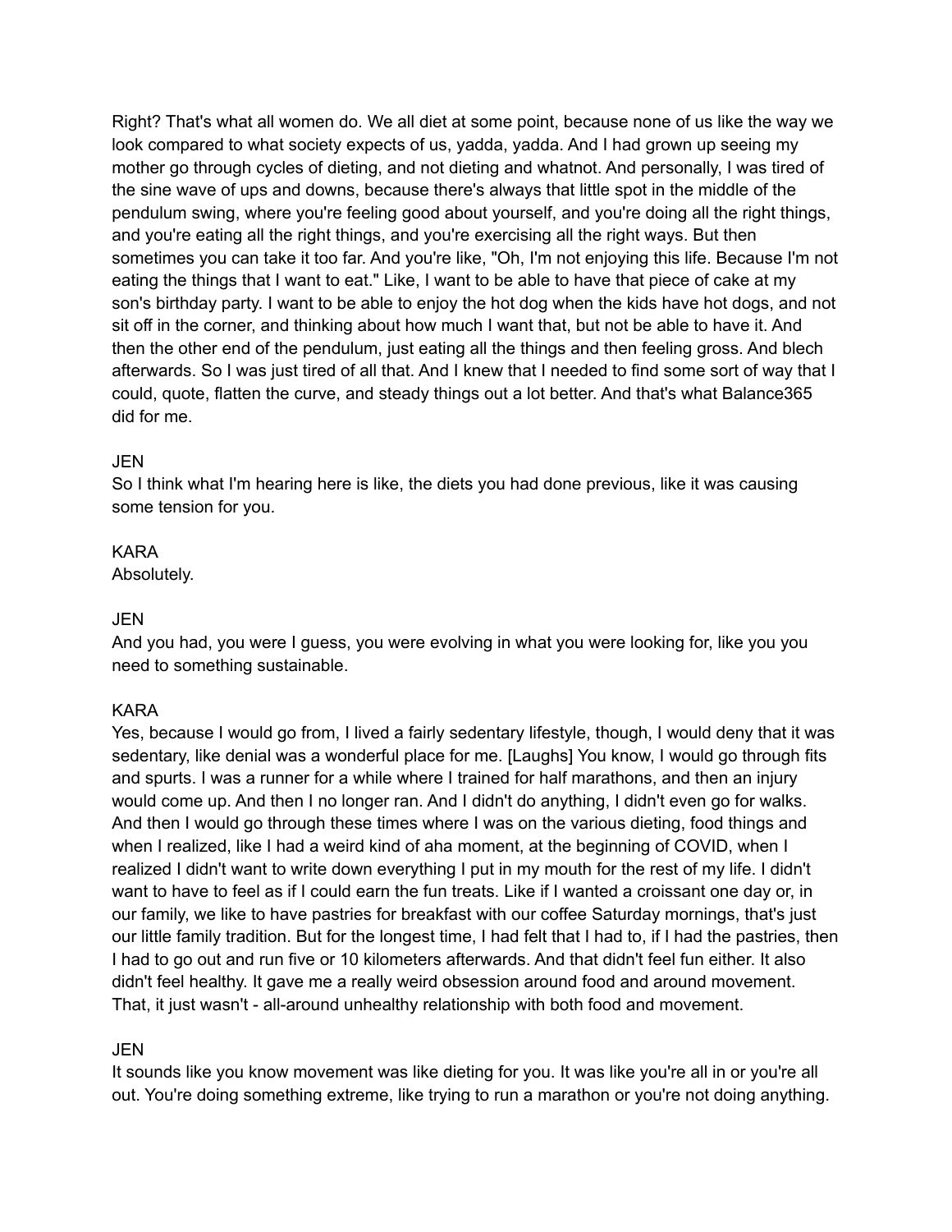Right? That's what all women do. We all diet at some point, because none of us like the way we look compared to what society expects of us, yadda, yadda. And I had grown up seeing my mother go through cycles of dieting, and not dieting and whatnot. And personally, I was tired of the sine wave of ups and downs, because there's always that little spot in the middle of the pendulum swing, where you're feeling good about yourself, and you're doing all the right things, and you're eating all the right things, and you're exercising all the right ways. But then sometimes you can take it too far. And you're like, "Oh, I'm not enjoying this life. Because I'm not eating the things that I want to eat." Like, I want to be able to have that piece of cake at my son's birthday party. I want to be able to enjoy the hot dog when the kids have hot dogs, and not sit off in the corner, and thinking about how much I want that, but not be able to have it. And then the other end of the pendulum, just eating all the things and then feeling gross. And blech afterwards. So I was just tired of all that. And I knew that I needed to find some sort of way that I could, quote, flatten the curve, and steady things out a lot better. And that's what Balance365 did for me.

JEN

So I think what I'm hearing here is like, the diets you had done previous, like it was causing some tension for you.

KARA

Absolutely.

JEN

And you had, you were I guess, you were evolving in what you were looking for, like you you need to something sustainable.

KARA

Yes, because I would go from, I lived a fairly sedentary lifestyle, though, I would deny that it was sedentary, like denial was a wonderful place for me. [Laughs] You know, I would go through fits and spurts. I was a runner for a while where I trained for half marathons, and then an injury would come up. And then I no longer ran. And I didn't do anything, I didn't even go for walks. And then I would go through these times where I was on the various dieting, food things and when I realized, like I had a weird kind of aha moment, at the beginning of COVID, when I realized I didn't want to write down everything I put in my mouth for the rest of my life. I didn't want to have to feel as if I could earn the fun treats. Like if I wanted a croissant one day or, in our family, we like to have pastries for breakfast with our coffee Saturday mornings, that's just our little family tradition. But for the longest time, I had felt that I had to, if I had the pastries, then I had to go out and run five or 10 kilometers afterwards. And that didn't feel fun either. It also didn't feel healthy. It gave me a really weird obsession around food and around movement. That, it just wasn't - all-around unhealthy relationship with both food and movement.

JEN

It sounds like you know movement was like dieting for you. It was like you're all in or you're all out. You're doing something extreme, like trying to run a marathon or you're not doing anything.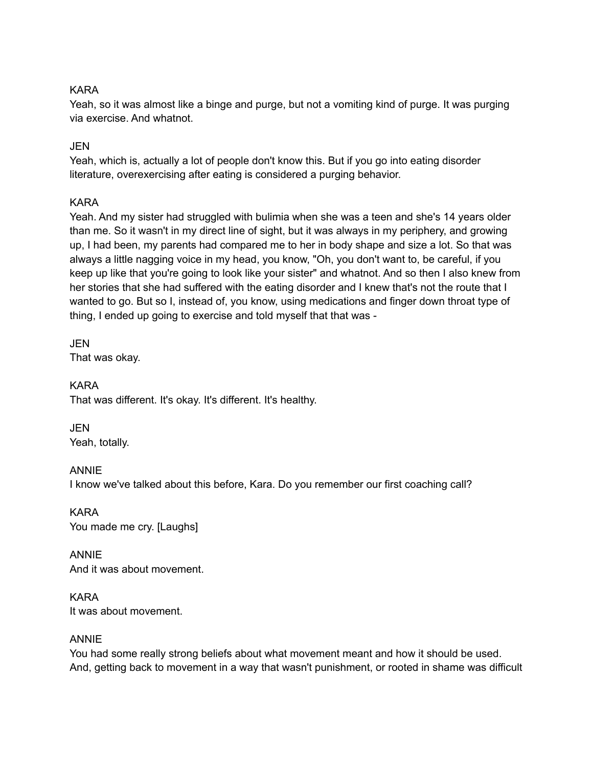KARA
Yeah, so it was almost like a binge and purge, but not a vomiting kind of purge. It was purging via exercise. And whatnot.

JEN
Yeah, which is, actually a lot of people don't know this. But if you go into eating disorder literature, overexercising after eating is considered a purging behavior.

KARA
Yeah. And my sister had struggled with bulimia when she was a teen and she's 14 years older than me. So it wasn't in my direct line of sight, but it was always in my periphery, and growing up, I had been, my parents had compared me to her in body shape and size a lot. So that was always a little nagging voice in my head, you know, "Oh, you don't want to, be careful, if you keep up like that you're going to look like your sister" and whatnot. And so then I also knew from her stories that she had suffered with the eating disorder and I knew that's not the route that I wanted to go. But so I, instead of, you know, using medications and finger down throat type of thing, I ended up going to exercise and told myself that that was -

JEN
That was okay.

KARA
That was different. It's okay. It's different. It's healthy.

JEN
Yeah, totally.

ANNIE
I know we've talked about this before, Kara. Do you remember our first coaching call?

KARA
You made me cry. [Laughs]

ANNIE
And it was about movement.

KARA
It was about movement.

ANNIE
You had some really strong beliefs about what movement meant and how it should be used. And, getting back to movement in a way that wasn't punishment, or rooted in shame was difficult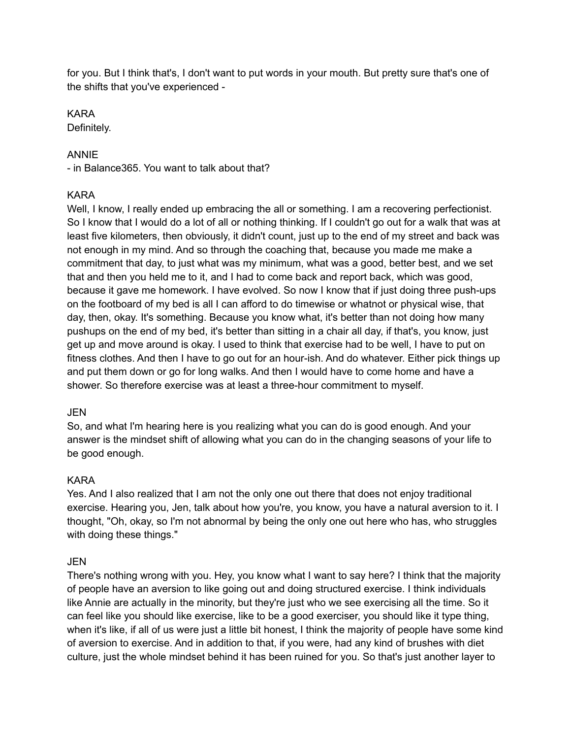for you. But I think that's, I don't want to put words in your mouth. But pretty sure that's one of the shifts that you've experienced -

KARA
Definitely.

ANNIE
- in Balance365. You want to talk about that?

KARA
Well, I know, I really ended up embracing the all or something. I am a recovering perfectionist. So I know that I would do a lot of all or nothing thinking. If I couldn't go out for a walk that was at least five kilometers, then obviously, it didn't count, just up to the end of my street and back was not enough in my mind. And so through the coaching that, because you made me make a commitment that day, to just what was my minimum, what was a good, better best, and we set that and then you held me to it, and I had to come back and report back, which was good, because it gave me homework. I have evolved. So now I know that if just doing three push-ups on the footboard of my bed is all I can afford to do timewise or whatnot or physical wise, that day, then, okay. It's something. Because you know what, it's better than not doing how many pushups on the end of my bed, it's better than sitting in a chair all day, if that's, you know, just get up and move around is okay. I used to think that exercise had to be well, I have to put on fitness clothes. And then I have to go out for an hour-ish. And do whatever. Either pick things up and put them down or go for long walks. And then I would have to come home and have a shower. So therefore exercise was at least a three-hour commitment to myself.

JEN
So, and what I'm hearing here is you realizing what you can do is good enough. And your answer is the mindset shift of allowing what you can do in the changing seasons of your life to be good enough.

KARA
Yes. And I also realized that I am not the only one out there that does not enjoy traditional exercise. Hearing you, Jen, talk about how you're, you know, you have a natural aversion to it. I thought, "Oh, okay, so I'm not abnormal by being the only one out here who has, who struggles with doing these things."

JEN
There's nothing wrong with you. Hey, you know what I want to say here? I think that the majority of people have an aversion to like going out and doing structured exercise. I think individuals like Annie are actually in the minority, but they're just who we see exercising all the time. So it can feel like you should like exercise, like to be a good exerciser, you should like it type thing, when it's like, if all of us were just a little bit honest, I think the majority of people have some kind of aversion to exercise. And in addition to that, if you were, had any kind of brushes with diet culture, just the whole mindset behind it has been ruined for you. So that's just another layer to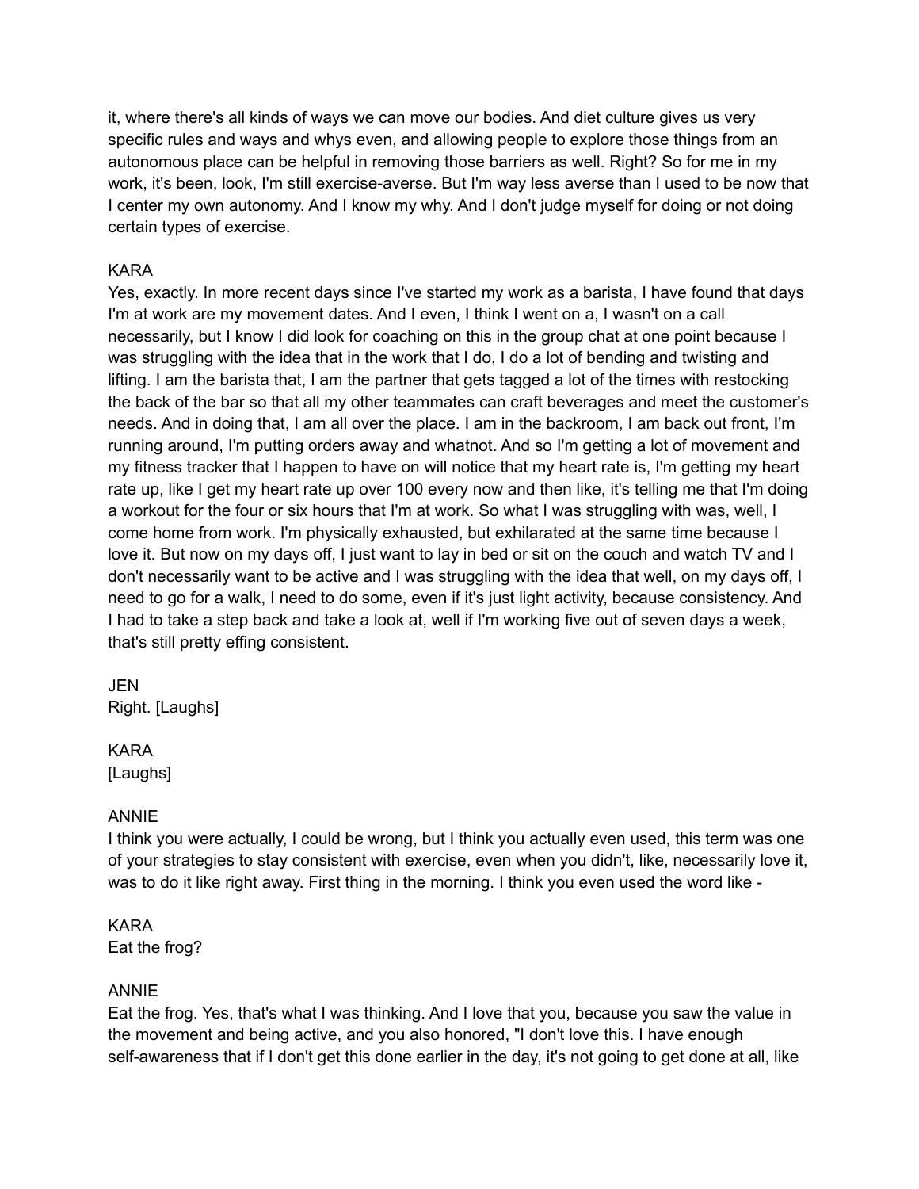it, where there's all kinds of ways we can move our bodies. And diet culture gives us very specific rules and ways and whys even, and allowing people to explore those things from an autonomous place can be helpful in removing those barriers as well. Right? So for me in my work, it's been, look, I'm still exercise-averse. But I'm way less averse than I used to be now that I center my own autonomy. And I know my why. And I don't judge myself for doing or not doing certain types of exercise.

KARA
Yes, exactly. In more recent days since I've started my work as a barista, I have found that days I'm at work are my movement dates. And I even, I think I went on a, I wasn't on a call necessarily, but I know I did look for coaching on this in the group chat at one point because I was struggling with the idea that in the work that I do, I do a lot of bending and twisting and lifting. I am the barista that, I am the partner that gets tagged a lot of the times with restocking the back of the bar so that all my other teammates can craft beverages and meet the customer's needs. And in doing that, I am all over the place. I am in the backroom, I am back out front, I'm running around, I'm putting orders away and whatnot. And so I'm getting a lot of movement and my fitness tracker that I happen to have on will notice that my heart rate is, I'm getting my heart rate up, like I get my heart rate up over 100 every now and then like, it's telling me that I'm doing a workout for the four or six hours that I'm at work. So what I was struggling with was, well, I come home from work. I'm physically exhausted, but exhilarated at the same time because I love it. But now on my days off, I just want to lay in bed or sit on the couch and watch TV and I don't necessarily want to be active and I was struggling with the idea that well, on my days off, I need to go for a walk, I need to do some, even if it's just light activity, because consistency. And I had to take a step back and take a look at, well if I'm working five out of seven days a week, that's still pretty effing consistent.

JEN
Right. [Laughs]

KARA
[Laughs]

ANNIE
I think you were actually, I could be wrong, but I think you actually even used, this term was one of your strategies to stay consistent with exercise, even when you didn't, like, necessarily love it, was to do it like right away. First thing in the morning. I think you even used the word like -

KARA
Eat the frog?

ANNIE
Eat the frog. Yes, that's what I was thinking. And I love that you, because you saw the value in the movement and being active, and you also honored, "I don't love this. I have enough self-awareness that if I don't get this done earlier in the day, it's not going to get done at all, like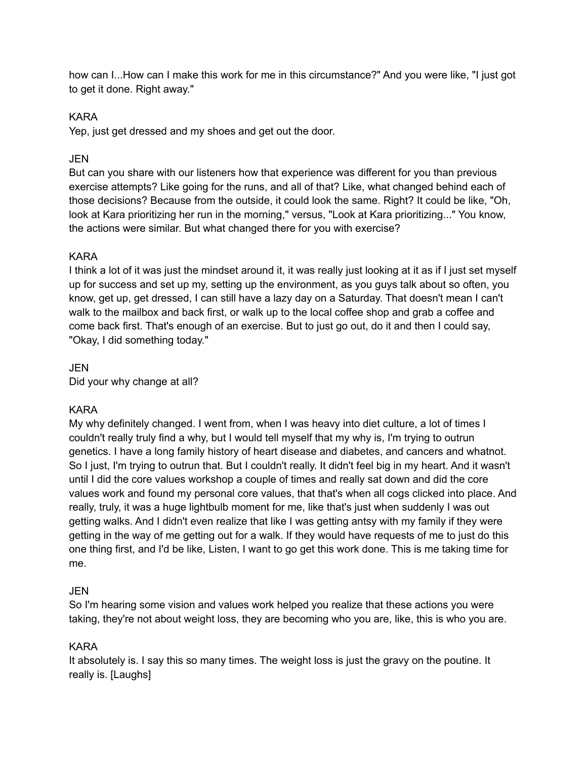how can I...How can I make this work for me in this circumstance?" And you were like, "I just got to get it done. Right away."

KARA
Yep, just get dressed and my shoes and get out the door.

JEN
But can you share with our listeners how that experience was different for you than previous exercise attempts? Like going for the runs, and all of that? Like, what changed behind each of those decisions? Because from the outside, it could look the same. Right? It could be like, "Oh, look at Kara prioritizing her run in the morning," versus, "Look at Kara prioritizing..." You know, the actions were similar. But what changed there for you with exercise?

KARA
I think a lot of it was just the mindset around it, it was really just looking at it as if I just set myself up for success and set up my, setting up the environment, as you guys talk about so often, you know, get up, get dressed, I can still have a lazy day on a Saturday. That doesn't mean I can't walk to the mailbox and back first, or walk up to the local coffee shop and grab a coffee and come back first. That's enough of an exercise. But to just go out, do it and then I could say, "Okay, I did something today."

JEN
Did your why change at all?

KARA
My why definitely changed. I went from, when I was heavy into diet culture, a lot of times I couldn't really truly find a why, but I would tell myself that my why is, I'm trying to outrun genetics. I have a long family history of heart disease and diabetes, and cancers and whatnot. So I just, I'm trying to outrun that. But I couldn't really. It didn't feel big in my heart. And it wasn't until I did the core values workshop a couple of times and really sat down and did the core values work and found my personal core values, that that's when all cogs clicked into place. And really, truly, it was a huge lightbulb moment for me, like that's just when suddenly I was out getting walks. And I didn't even realize that like I was getting antsy with my family if they were getting in the way of me getting out for a walk. If they would have requests of me to just do this one thing first, and I'd be like, Listen, I want to go get this work done. This is me taking time for me.

JEN
So I'm hearing some vision and values work helped you realize that these actions you were taking, they're not about weight loss, they are becoming who you are, like, this is who you are.

KARA
It absolutely is. I say this so many times. The weight loss is just the gravy on the poutine. It really is. [Laughs]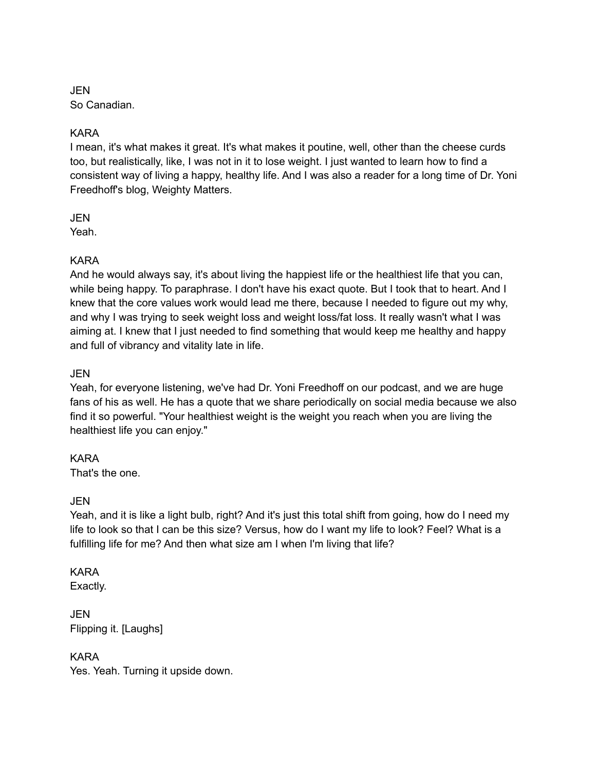JEN
So Canadian.

KARA
I mean, it's what makes it great. It's what makes it poutine, well, other than the cheese curds too, but realistically, like, I was not in it to lose weight. I just wanted to learn how to find a consistent way of living a happy, healthy life. And I was also a reader for a long time of Dr. Yoni Freedhoff's blog, Weighty Matters.

JEN
Yeah.

KARA
And he would always say, it's about living the happiest life or the healthiest life that you can, while being happy. To paraphrase. I don't have his exact quote. But I took that to heart. And I knew that the core values work would lead me there, because I needed to figure out my why, and why I was trying to seek weight loss and weight loss/fat loss. It really wasn't what I was aiming at. I knew that I just needed to find something that would keep me healthy and happy and full of vibrancy and vitality late in life.

JEN
Yeah, for everyone listening, we've had Dr. Yoni Freedhoff on our podcast, and we are huge fans of his as well. He has a quote that we share periodically on social media because we also find it so powerful. "Your healthiest weight is the weight you reach when you are living the healthiest life you can enjoy."

KARA
That's the one.

JEN
Yeah, and it is like a light bulb, right? And it's just this total shift from going, how do I need my life to look so that I can be this size? Versus, how do I want my life to look? Feel? What is a fulfilling life for me? And then what size am I when I'm living that life?

KARA
Exactly.

JEN
Flipping it. [Laughs]

KARA
Yes. Yeah. Turning it upside down.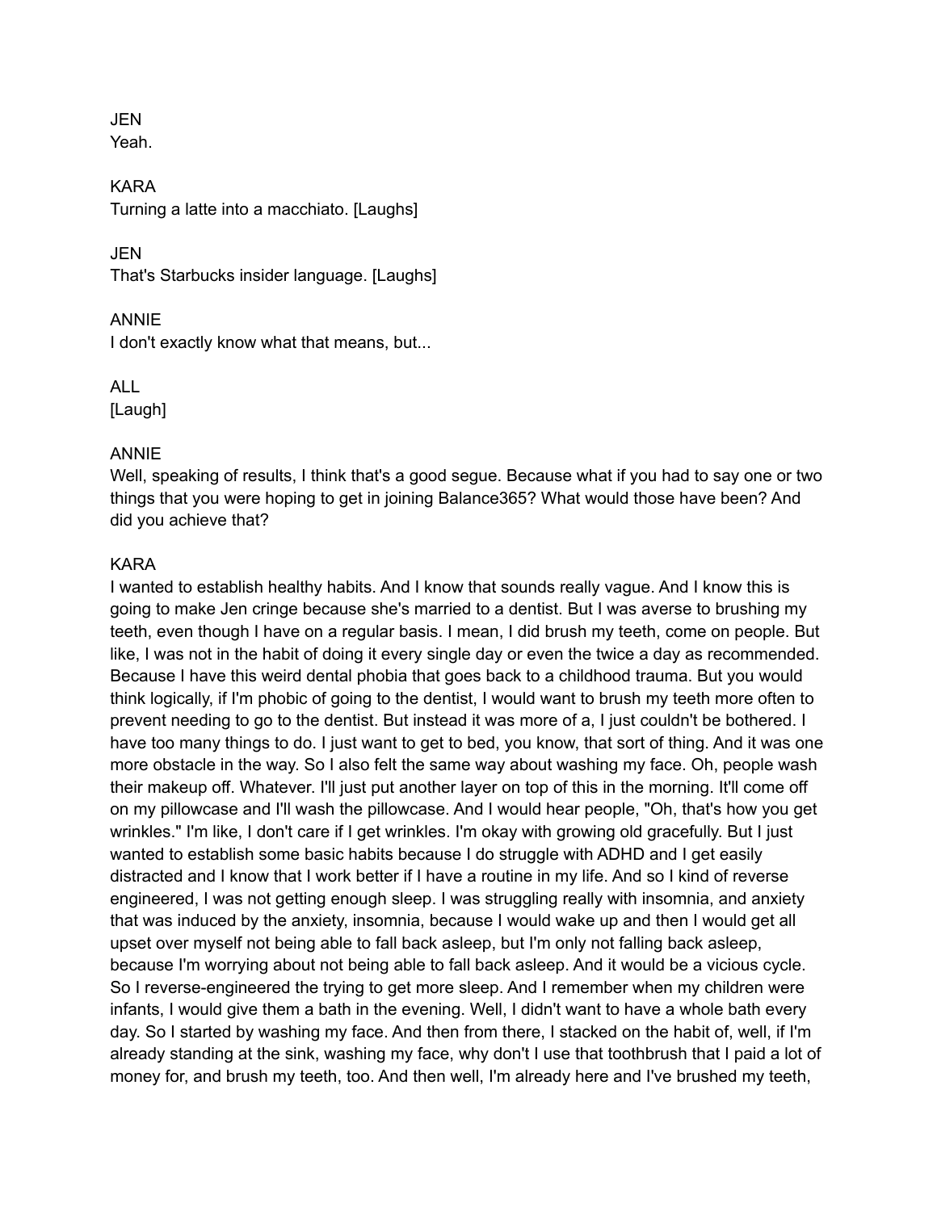JEN
Yeah.

KARA
Turning a latte into a macchiato. [Laughs]

JEN
That's Starbucks insider language. [Laughs]

ANNIE
I don't exactly know what that means, but...

ALL
[Laugh]

ANNIE
Well, speaking of results, I think that's a good segue. Because what if you had to say one or two things that you were hoping to get in joining Balance365? What would those have been? And did you achieve that?

KARA
I wanted to establish healthy habits. And I know that sounds really vague. And I know this is going to make Jen cringe because she's married to a dentist. But I was averse to brushing my teeth, even though I have on a regular basis. I mean, I did brush my teeth, come on people. But like, I was not in the habit of doing it every single day or even the twice a day as recommended. Because I have this weird dental phobia that goes back to a childhood trauma. But you would think logically, if I'm phobic of going to the dentist, I would want to brush my teeth more often to prevent needing to go to the dentist. But instead it was more of a, I just couldn't be bothered. I have too many things to do. I just want to get to bed, you know, that sort of thing. And it was one more obstacle in the way. So I also felt the same way about washing my face. Oh, people wash their makeup off. Whatever. I'll just put another layer on top of this in the morning. It'll come off on my pillowcase and I'll wash the pillowcase. And I would hear people, "Oh, that's how you get wrinkles." I'm like, I don't care if I get wrinkles. I'm okay with growing old gracefully. But I just wanted to establish some basic habits because I do struggle with ADHD and I get easily distracted and I know that I work better if I have a routine in my life. And so I kind of reverse engineered, I was not getting enough sleep. I was struggling really with insomnia, and anxiety that was induced by the anxiety, insomnia, because I would wake up and then I would get all upset over myself not being able to fall back asleep, but I'm only not falling back asleep, because I'm worrying about not being able to fall back asleep. And it would be a vicious cycle. So I reverse-engineered the trying to get more sleep. And I remember when my children were infants, I would give them a bath in the evening. Well, I didn't want to have a whole bath every day. So I started by washing my face. And then from there, I stacked on the habit of, well, if I'm already standing at the sink, washing my face, why don't I use that toothbrush that I paid a lot of money for, and brush my teeth, too. And then well, I'm already here and I've brushed my teeth,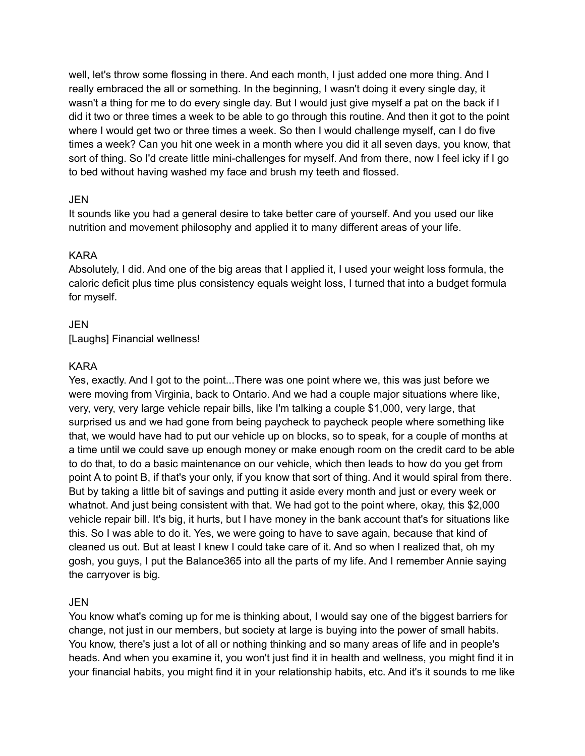well, let's throw some flossing in there. And each month, I just added one more thing. And I really embraced the all or something. In the beginning, I wasn't doing it every single day, it wasn't a thing for me to do every single day. But I would just give myself a pat on the back if I did it two or three times a week to be able to go through this routine. And then it got to the point where I would get two or three times a week. So then I would challenge myself, can I do five times a week? Can you hit one week in a month where you did it all seven days, you know, that sort of thing. So I'd create little mini-challenges for myself. And from there, now I feel icky if I go to bed without having washed my face and brush my teeth and flossed.

JEN
It sounds like you had a general desire to take better care of yourself. And you used our like nutrition and movement philosophy and applied it to many different areas of your life.

KARA
Absolutely, I did. And one of the big areas that I applied it, I used your weight loss formula, the caloric deficit plus time plus consistency equals weight loss, I turned that into a budget formula for myself.

JEN
[Laughs] Financial wellness!

KARA
Yes, exactly. And I got to the point...There was one point where we, this was just before we were moving from Virginia, back to Ontario. And we had a couple major situations where like, very, very, very large vehicle repair bills, like I'm talking a couple $1,000, very large, that surprised us and we had gone from being paycheck to paycheck people where something like that, we would have had to put our vehicle up on blocks, so to speak, for a couple of months at a time until we could save up enough money or make enough room on the credit card to be able to do that, to do a basic maintenance on our vehicle, which then leads to how do you get from point A to point B, if that's your only, if you know that sort of thing. And it would spiral from there. But by taking a little bit of savings and putting it aside every month and just or every week or whatnot. And just being consistent with that. We had got to the point where, okay, this $2,000 vehicle repair bill. It's big, it hurts, but I have money in the bank account that's for situations like this. So I was able to do it. Yes, we were going to have to save again, because that kind of cleaned us out. But at least I knew I could take care of it. And so when I realized that, oh my gosh, you guys, I put the Balance365 into all the parts of my life. And I remember Annie saying the carryover is big.

JEN
You know what's coming up for me is thinking about, I would say one of the biggest barriers for change, not just in our members, but society at large is buying into the power of small habits. You know, there's just a lot of all or nothing thinking and so many areas of life and in people's heads. And when you examine it, you won't just find it in health and wellness, you might find it in your financial habits, you might find it in your relationship habits, etc. And it's it sounds to me like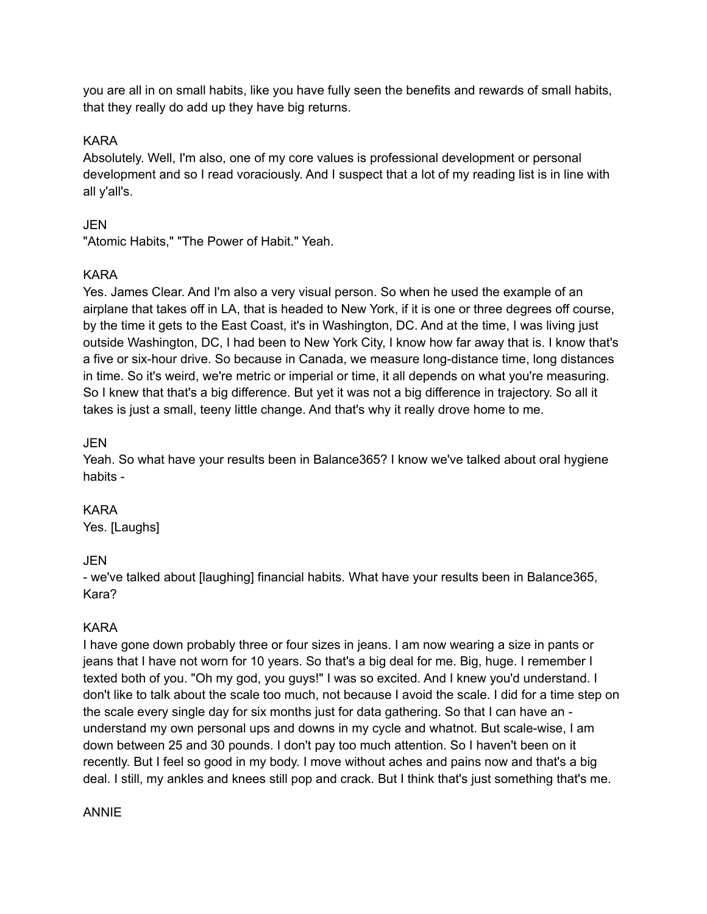you are all in on small habits, like you have fully seen the benefits and rewards of small habits, that they really do add up they have big returns.

KARA
Absolutely. Well, I'm also, one of my core values is professional development or personal development and so I read voraciously. And I suspect that a lot of my reading list is in line with all y'all's.

JEN
"Atomic Habits," "The Power of Habit." Yeah.

KARA
Yes. James Clear. And I'm also a very visual person. So when he used the example of an airplane that takes off in LA, that is headed to New York, if it is one or three degrees off course, by the time it gets to the East Coast, it's in Washington, DC. And at the time, I was living just outside Washington, DC, I had been to New York City, I know how far away that is. I know that's a five or six-hour drive. So because in Canada, we measure long-distance time, long distances in time. So it's weird, we're metric or imperial or time, it all depends on what you're measuring. So I knew that that's a big difference. But yet it was not a big difference in trajectory. So all it takes is just a small, teeny little change. And that's why it really drove home to me.

JEN
Yeah. So what have your results been in Balance365? I know we've talked about oral hygiene habits -

KARA
Yes. [Laughs]

JEN
- we've talked about [laughing] financial habits. What have your results been in Balance365, Kara?

KARA
I have gone down probably three or four sizes in jeans. I am now wearing a size in pants or jeans that I have not worn for 10 years. So that's a big deal for me. Big, huge. I remember I texted both of you. "Oh my god, you guys!" I was so excited. And I knew you'd understand. I don't like to talk about the scale too much, not because I avoid the scale. I did for a time step on the scale every single day for six months just for data gathering. So that I can have an - understand my own personal ups and downs in my cycle and whatnot. But scale-wise, I am down between 25 and 30 pounds. I don't pay too much attention. So I haven't been on it recently. But I feel so good in my body. I move without aches and pains now and that's a big deal. I still, my ankles and knees still pop and crack. But I think that's just something that's me.

ANNIE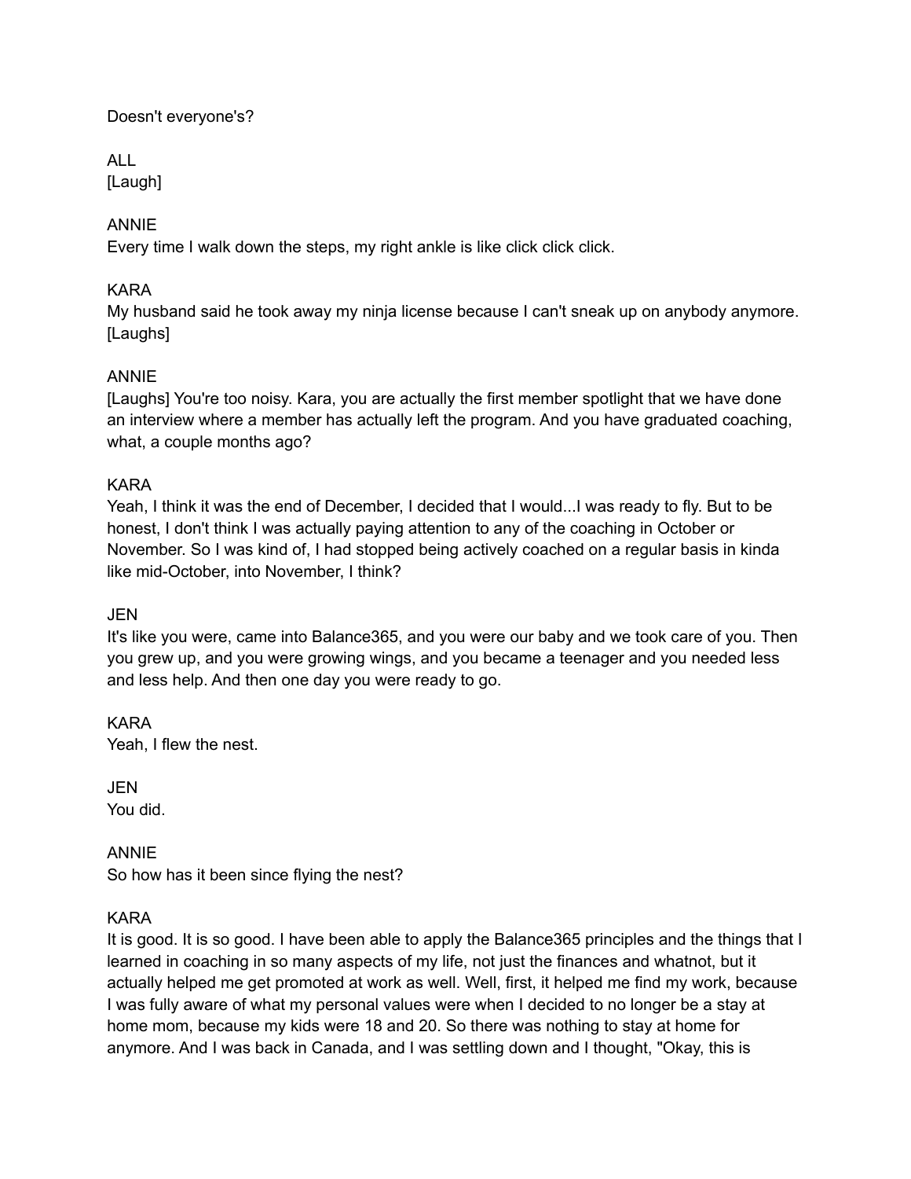Doesn't everyone's?

ALL
[Laugh]

ANNIE
Every time I walk down the steps, my right ankle is like click click click.

KARA
My husband said he took away my ninja license because I can't sneak up on anybody anymore. [Laughs]

ANNIE
[Laughs] You're too noisy. Kara, you are actually the first member spotlight that we have done an interview where a member has actually left the program. And you have graduated coaching, what, a couple months ago?

KARA
Yeah, I think it was the end of December, I decided that I would...I was ready to fly. But to be honest, I don't think I was actually paying attention to any of the coaching in October or November. So I was kind of, I had stopped being actively coached on a regular basis in kinda like mid-October, into November, I think?

JEN
It's like you were, came into Balance365, and you were our baby and we took care of you. Then you grew up, and you were growing wings, and you became a teenager and you needed less and less help. And then one day you were ready to go.

KARA
Yeah, I flew the nest.

JEN
You did.

ANNIE
So how has it been since flying the nest?

KARA
It is good. It is so good. I have been able to apply the Balance365 principles and the things that I learned in coaching in so many aspects of my life, not just the finances and whatnot, but it actually helped me get promoted at work as well. Well, first, it helped me find my work, because I was fully aware of what my personal values were when I decided to no longer be a stay at home mom, because my kids were 18 and 20. So there was nothing to stay at home for anymore. And I was back in Canada, and I was settling down and I thought, "Okay, this is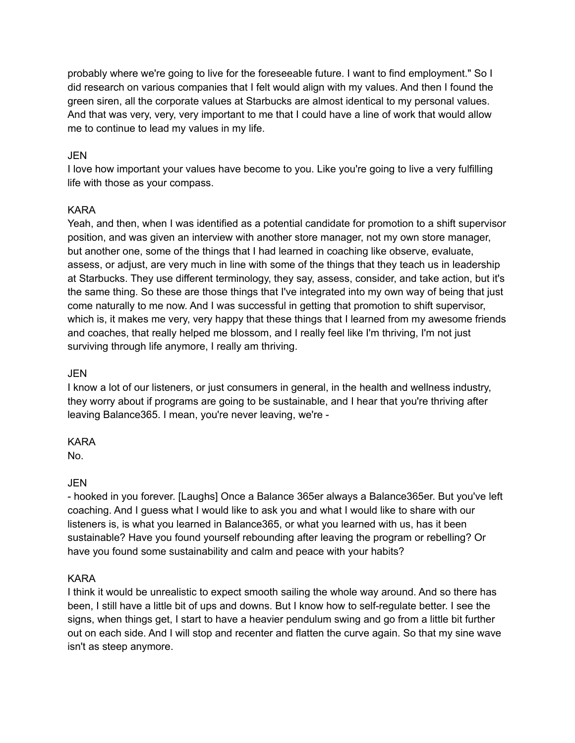probably where we're going to live for the foreseeable future. I want to find employment." So I did research on various companies that I felt would align with my values. And then I found the green siren, all the corporate values at Starbucks are almost identical to my personal values. And that was very, very, very important to me that I could have a line of work that would allow me to continue to lead my values in my life.

JEN

I love how important your values have become to you. Like you're going to live a very fulfilling life with those as your compass.

KARA

Yeah, and then, when I was identified as a potential candidate for promotion to a shift supervisor position, and was given an interview with another store manager, not my own store manager, but another one, some of the things that I had learned in coaching like observe, evaluate, assess, or adjust, are very much in line with some of the things that they teach us in leadership at Starbucks. They use different terminology, they say, assess, consider, and take action, but it's the same thing. So these are those things that I've integrated into my own way of being that just come naturally to me now. And I was successful in getting that promotion to shift supervisor, which is, it makes me very, very happy that these things that I learned from my awesome friends and coaches, that really helped me blossom, and I really feel like I'm thriving, I'm not just surviving through life anymore, I really am thriving.

JEN

I know a lot of our listeners, or just consumers in general, in the health and wellness industry, they worry about if programs are going to be sustainable, and I hear that you're thriving after leaving Balance365. I mean, you're never leaving, we're -

KARA

No.

JEN

- hooked in you forever. [Laughs] Once a Balance 365er always a Balance365er. But you've left coaching. And I guess what I would like to ask you and what I would like to share with our listeners is, is what you learned in Balance365, or what you learned with us, has it been sustainable? Have you found yourself rebounding after leaving the program or rebelling? Or have you found some sustainability and calm and peace with your habits?

KARA

I think it would be unrealistic to expect smooth sailing the whole way around. And so there has been, I still have a little bit of ups and downs. But I know how to self-regulate better. I see the signs, when things get, I start to have a heavier pendulum swing and go from a little bit further out on each side. And I will stop and recenter and flatten the curve again. So that my sine wave isn't as steep anymore.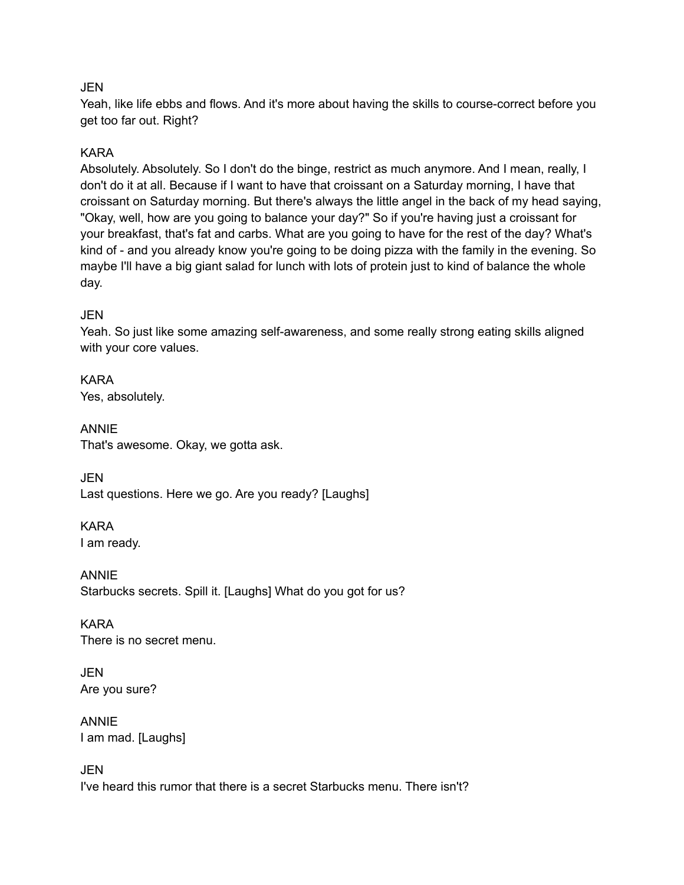JEN
Yeah, like life ebbs and flows. And it's more about having the skills to course-correct before you get too far out. Right?

KARA
Absolutely. Absolutely. So I don't do the binge, restrict as much anymore. And I mean, really, I don't do it at all. Because if I want to have that croissant on a Saturday morning, I have that croissant on Saturday morning. But there's always the little angel in the back of my head saying, "Okay, well, how are you going to balance your day?" So if you're having just a croissant for your breakfast, that's fat and carbs. What are you going to have for the rest of the day? What's kind of - and you already know you're going to be doing pizza with the family in the evening. So maybe I'll have a big giant salad for lunch with lots of protein just to kind of balance the whole day.

JEN
Yeah. So just like some amazing self-awareness, and some really strong eating skills aligned with your core values.

KARA
Yes, absolutely.

ANNIE
That's awesome. Okay, we gotta ask.

JEN
Last questions. Here we go. Are you ready? [Laughs]

KARA
I am ready.

ANNIE
Starbucks secrets. Spill it. [Laughs] What do you got for us?

KARA
There is no secret menu.

JEN
Are you sure?

ANNIE
I am mad. [Laughs]

JEN
I've heard this rumor that there is a secret Starbucks menu. There isn't?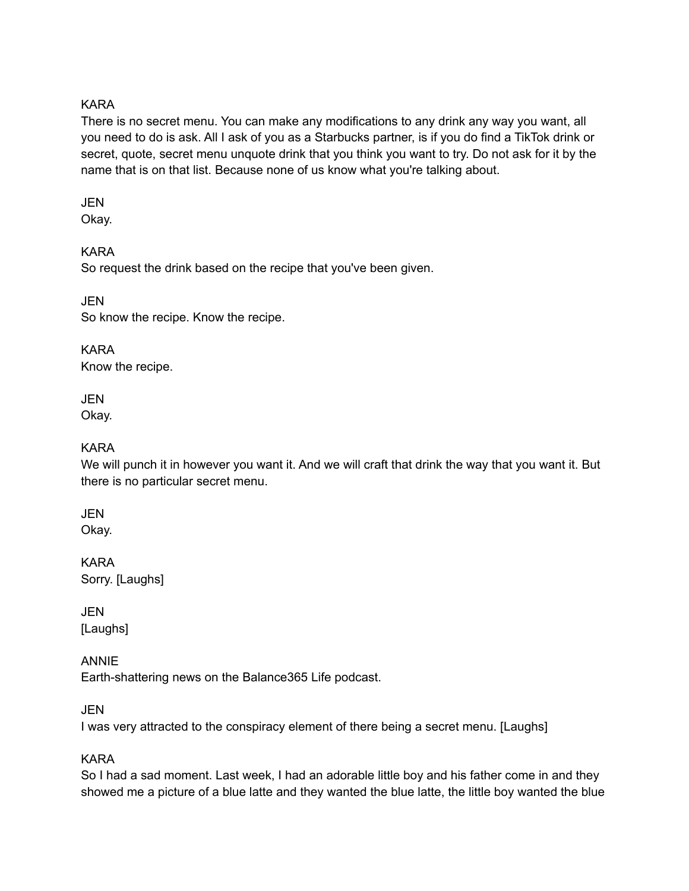KARA
There is no secret menu. You can make any modifications to any drink any way you want, all you need to do is ask. All I ask of you as a Starbucks partner, is if you do find a TikTok drink or secret, quote, secret menu unquote drink that you think you want to try. Do not ask for it by the name that is on that list. Because none of us know what you're talking about.

JEN
Okay.

KARA
So request the drink based on the recipe that you've been given.

JEN
So know the recipe. Know the recipe.

KARA
Know the recipe.

JEN
Okay.

KARA
We will punch it in however you want it. And we will craft that drink the way that you want it. But there is no particular secret menu.

JEN
Okay.

KARA
Sorry. [Laughs]

JEN
[Laughs]

ANNIE
Earth-shattering news on the Balance365 Life podcast.

JEN
I was very attracted to the conspiracy element of there being a secret menu. [Laughs]

KARA
So I had a sad moment. Last week, I had an adorable little boy and his father come in and they showed me a picture of a blue latte and they wanted the blue latte, the little boy wanted the blue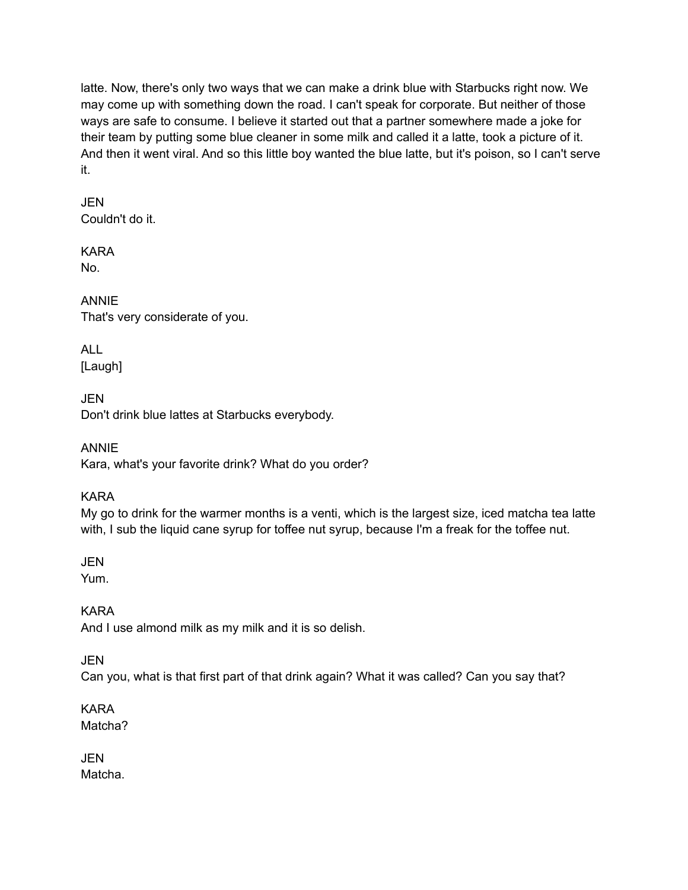latte. Now, there's only two ways that we can make a drink blue with Starbucks right now. We may come up with something down the road. I can't speak for corporate. But neither of those ways are safe to consume. I believe it started out that a partner somewhere made a joke for their team by putting some blue cleaner in some milk and called it a latte, took a picture of it. And then it went viral. And so this little boy wanted the blue latte, but it's poison, so I can't serve it.

JEN
Couldn't do it.

KARA
No.

ANNIE
That's very considerate of you.

ALL
[Laugh]

JEN
Don't drink blue lattes at Starbucks everybody.

ANNIE
Kara, what's your favorite drink? What do you order?

KARA
My go to drink for the warmer months is a venti, which is the largest size, iced matcha tea latte with, I sub the liquid cane syrup for toffee nut syrup, because I'm a freak for the toffee nut.

JEN
Yum.

KARA
And I use almond milk as my milk and it is so delish.

JEN
Can you, what is that first part of that drink again? What it was called? Can you say that?

KARA
Matcha?

JEN
Matcha.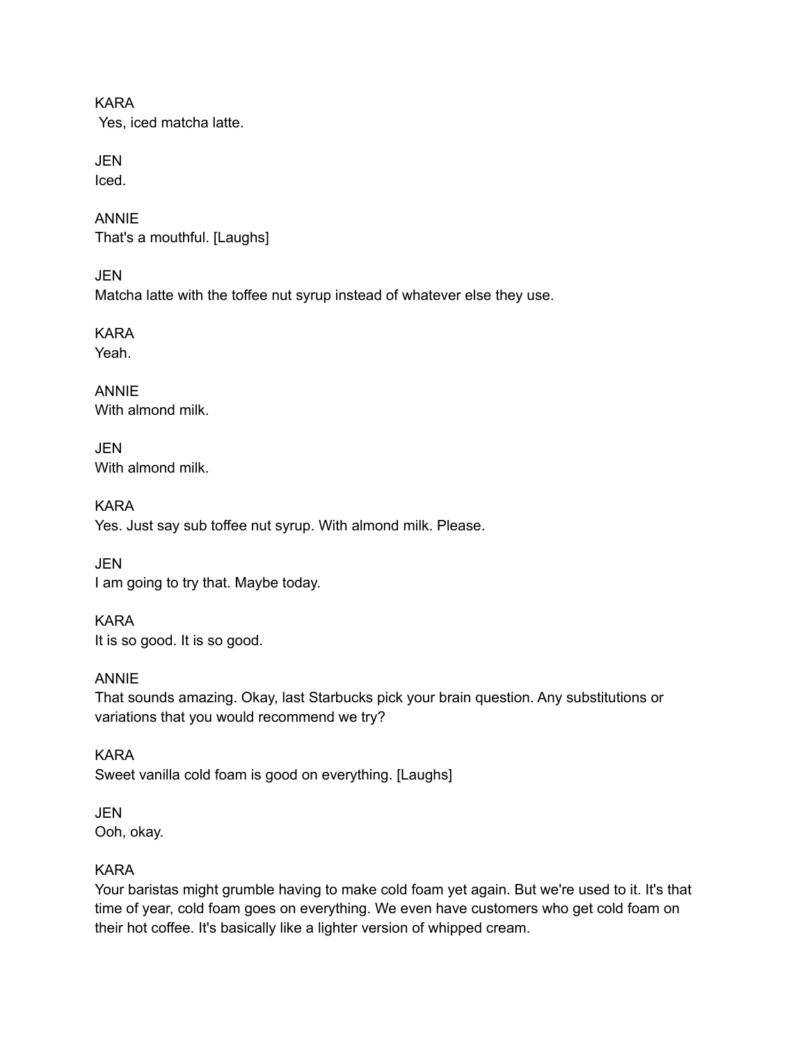KARA
Yes, iced matcha latte.

JEN
Iced.

ANNIE
That's a mouthful. [Laughs]

JEN
Matcha latte with the toffee nut syrup instead of whatever else they use.

KARA
Yeah.

ANNIE
With almond milk.

JEN
With almond milk.

KARA
Yes. Just say sub toffee nut syrup. With almond milk. Please.

JEN
I am going to try that. Maybe today.

KARA
It is so good. It is so good.

ANNIE
That sounds amazing. Okay, last Starbucks pick your brain question. Any substitutions or variations that you would recommend we try?

KARA
Sweet vanilla cold foam is good on everything. [Laughs]

JEN
Ooh, okay.

KARA
Your baristas might grumble having to make cold foam yet again. But we're used to it. It's that time of year, cold foam goes on everything. We even have customers who get cold foam on their hot coffee. It's basically like a lighter version of whipped cream.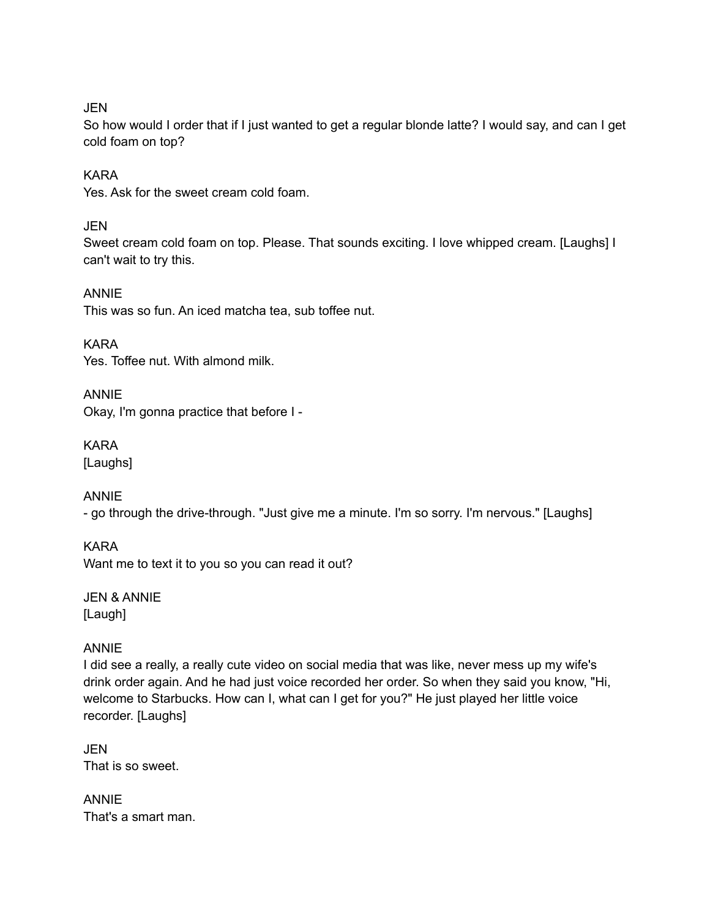JEN
So how would I order that if I just wanted to get a regular blonde latte? I would say, and can I get cold foam on top?

KARA
Yes. Ask for the sweet cream cold foam.

JEN
Sweet cream cold foam on top. Please. That sounds exciting. I love whipped cream. [Laughs] I can't wait to try this.

ANNIE
This was so fun. An iced matcha tea, sub toffee nut.

KARA
Yes. Toffee nut. With almond milk.

ANNIE
Okay, I'm gonna practice that before I -

KARA
[Laughs]

ANNIE
- go through the drive-through. "Just give me a minute. I'm so sorry. I'm nervous." [Laughs]

KARA
Want me to text it to you so you can read it out?

JEN & ANNIE
[Laugh]

ANNIE
I did see a really, a really cute video on social media that was like, never mess up my wife's drink order again. And he had just voice recorded her order. So when they said you know, "Hi, welcome to Starbucks. How can I, what can I get for you?" He just played her little voice recorder. [Laughs]

JEN
That is so sweet.

ANNIE
That's a smart man.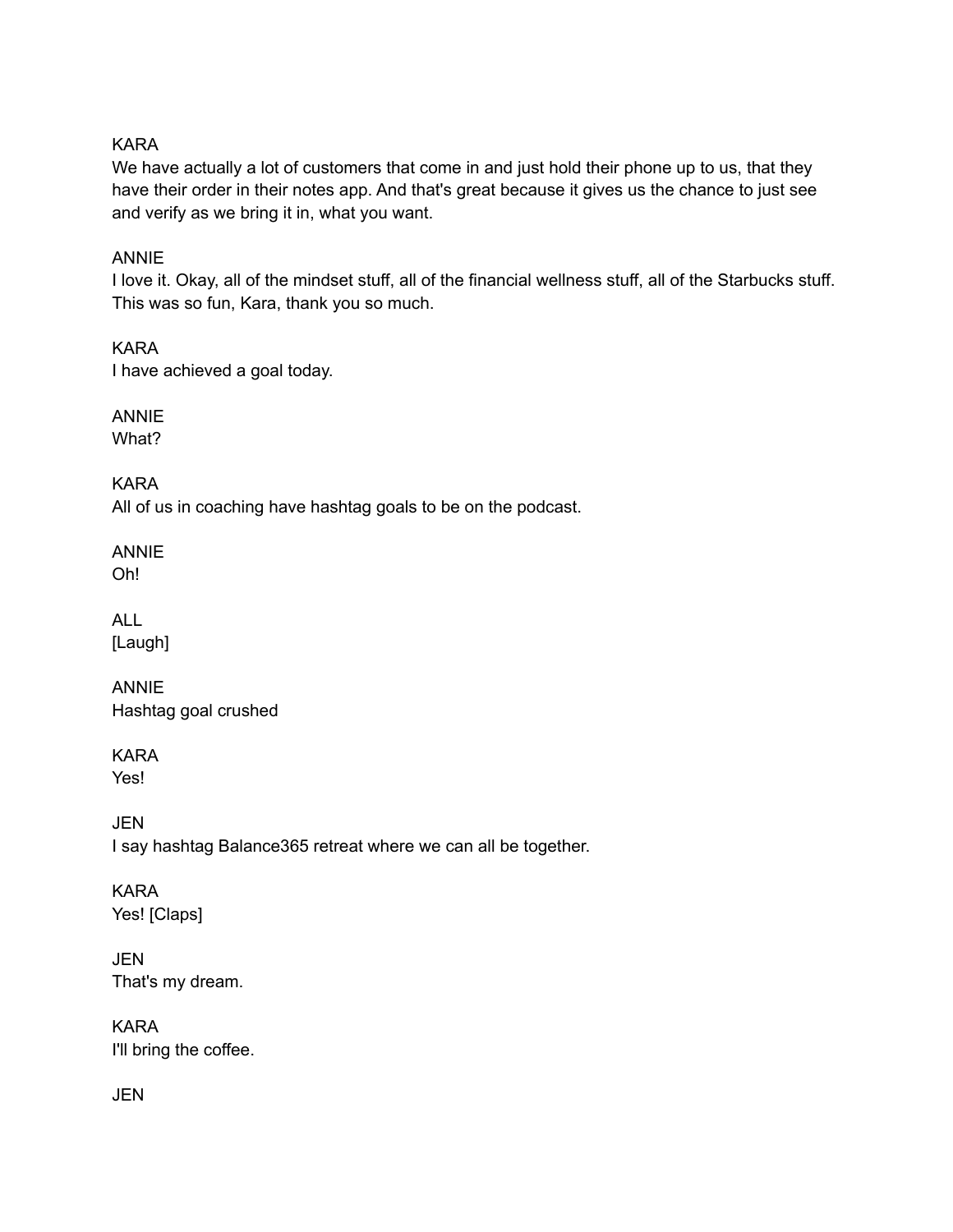KARA
We have actually a lot of customers that come in and just hold their phone up to us, that they have their order in their notes app. And that's great because it gives us the chance to just see and verify as we bring it in, what you want.

ANNIE
I love it. Okay, all of the mindset stuff, all of the financial wellness stuff, all of the Starbucks stuff. This was so fun, Kara, thank you so much.

KARA
I have achieved a goal today.

ANNIE
What?

KARA
All of us in coaching have hashtag goals to be on the podcast.

ANNIE
Oh!

ALL
[Laugh]

ANNIE
Hashtag goal crushed

KARA
Yes!

JEN
I say hashtag Balance365 retreat where we can all be together.

KARA
Yes! [Claps]

JEN
That's my dream.

KARA
I'll bring the coffee.

JEN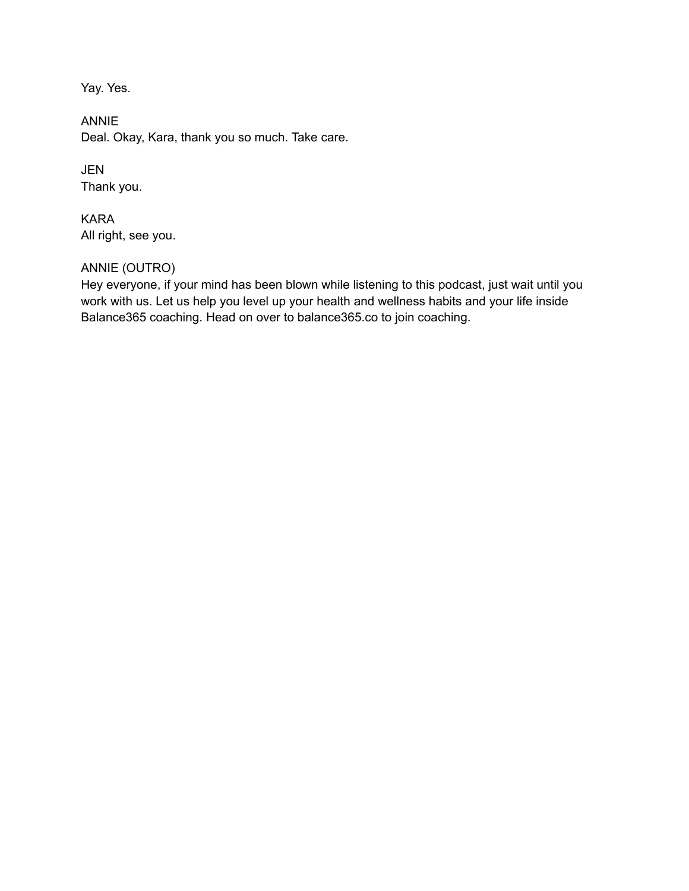Yay. Yes.

ANNIE
Deal. Okay, Kara, thank you so much. Take care.

JEN
Thank you.

KARA
All right, see you.

ANNIE (OUTRO)
Hey everyone, if your mind has been blown while listening to this podcast, just wait until you work with us. Let us help you level up your health and wellness habits and your life inside Balance365 coaching. Head on over to balance365.co to join coaching.